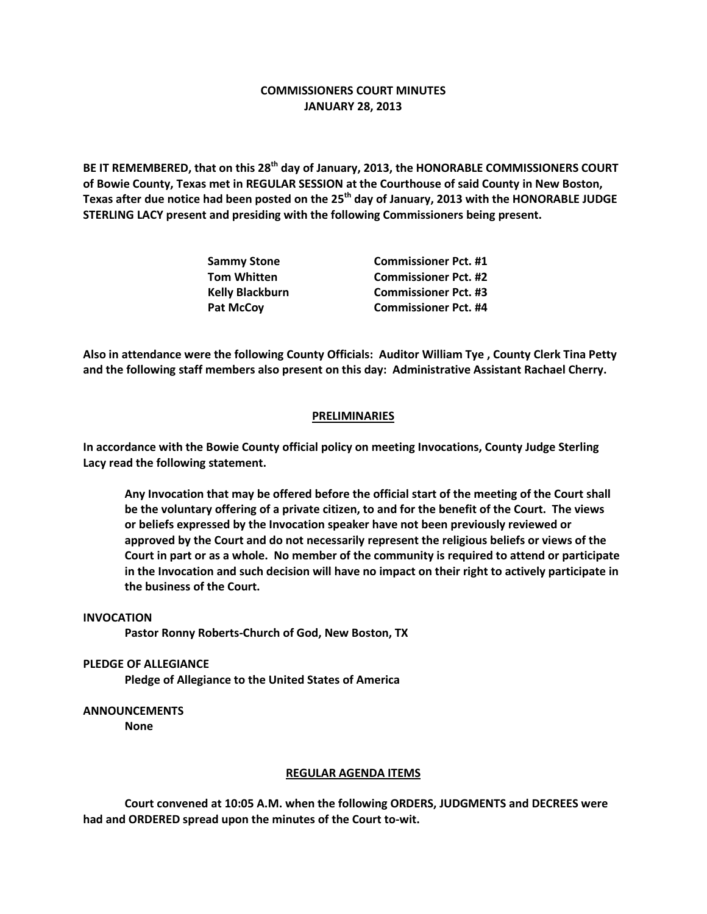# COMMISSIONERS COURT MINUTES
## JANUARY 28, 2013

**BE IT REMEMBERED, that on this 28th day of January, 2013, the HONORABLE COMMISSIONERS COURT of Bowie County, Texas met in REGULAR SESSION at the Courthouse of said County in New Boston, Texas after due notice had been posted on the 25th day of January, 2013 with the HONORABLE JUDGE STERLING LACY present and presiding with the following Commissioners being present.**

| | |
|---|---|
| **Sammy Stone** | **Commissioner Pct. #1** |
| **Tom Whitten** | **Commissioner Pct. #2** |
| **Kelly Blackburn** | **Commissioner Pct. #3** |
| **Pat McCoy** | **Commissioner Pct. #4** |

**Also in attendance were the following County Officials: Auditor William Tye , County Clerk Tina Petty and the following staff members also present on this day: Administrative Assistant Rachael Cherry.**

## PRELIMINARIES

**In accordance with the Bowie County official policy on meeting Invocations, County Judge Sterling Lacy read the following statement.**

> **Any Invocation that may be offered before the official start of the meeting of the Court shall be the voluntary offering of a private citizen, to and for the benefit of the Court. The views or beliefs expressed by the Invocation speaker have not been previously reviewed or approved by the Court and do not necessarily represent the religious beliefs or views of the Court in part or as a whole. No member of the community is required to attend or participate in the Invocation and such decision will have no impact on their right to actively participate in the business of the Court.**

**INVOCATION**

**Pastor Ronny Roberts-Church of God, New Boston, TX**

**PLEDGE OF ALLEGIANCE**

**Pledge of Allegiance to the United States of America**

**ANNOUNCEMENTS**

**None**

## REGULAR AGENDA ITEMS

**Court convened at 10:05 A.M. when the following ORDERS, JUDGMENTS and DECREES were had and ORDERED spread upon the minutes of the Court to-wit.**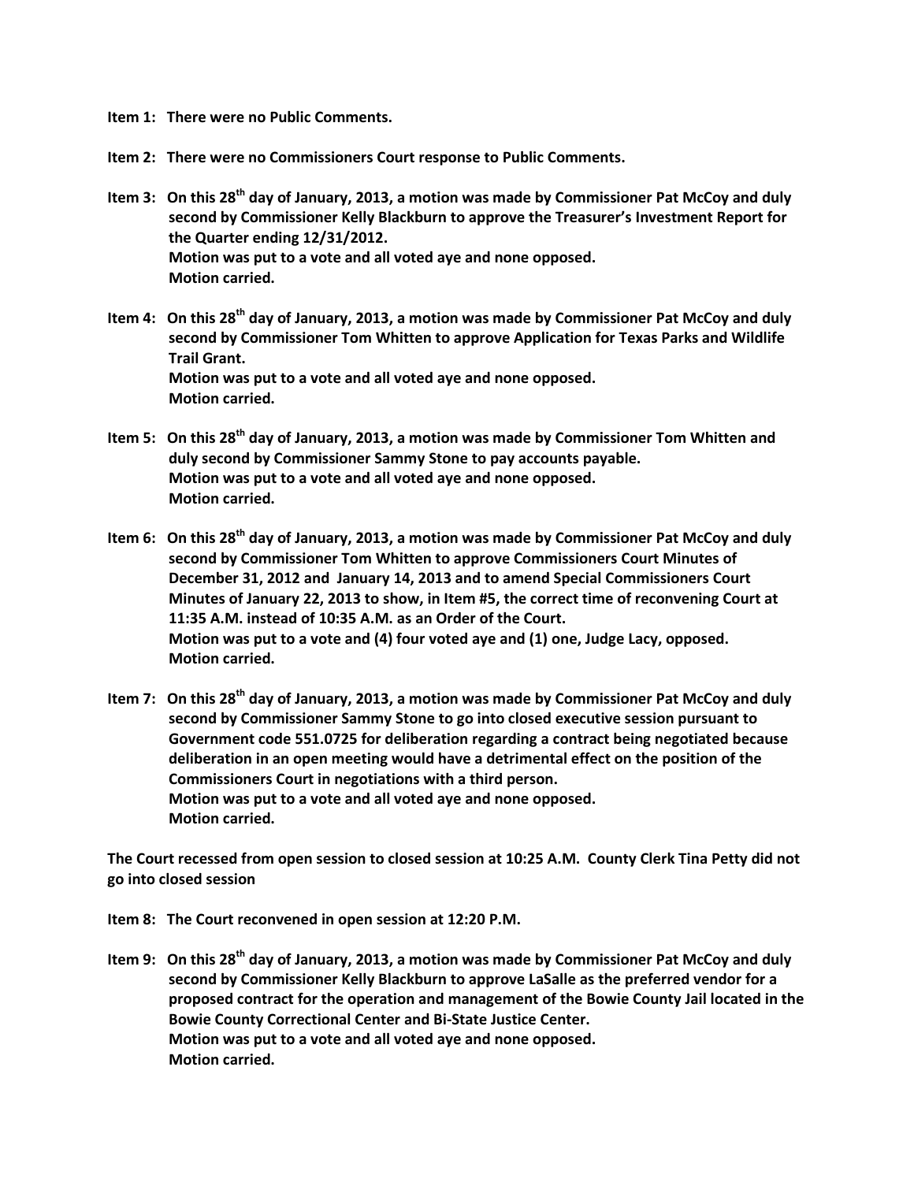**Item 1: There were no Public Comments.**

**Item 2: There were no Commissioners Court response to Public Comments.**

**Item 3: On this 28th day of January, 2013, a motion was made by Commissioner Pat McCoy and duly second by Commissioner Kelly Blackburn to approve the Treasurer's Investment Report for the Quarter ending 12/31/2012.**
**Motion was put to a vote and all voted aye and none opposed.**
**Motion carried.**

**Item 4: On this 28th day of January, 2013, a motion was made by Commissioner Pat McCoy and duly second by Commissioner Tom Whitten to approve Application for Texas Parks and Wildlife Trail Grant.**
**Motion was put to a vote and all voted aye and none opposed.**
**Motion carried.**

**Item 5: On this 28th day of January, 2013, a motion was made by Commissioner Tom Whitten and duly second by Commissioner Sammy Stone to pay accounts payable.**
**Motion was put to a vote and all voted aye and none opposed.**
**Motion carried.**

**Item 6: On this 28th day of January, 2013, a motion was made by Commissioner Pat McCoy and duly second by Commissioner Tom Whitten to approve Commissioners Court Minutes of December 31, 2012 and January 14, 2013 and to amend Special Commissioners Court Minutes of January 22, 2013 to show, in Item #5, the correct time of reconvening Court at 11:35 A.M. instead of 10:35 A.M. as an Order of the Court.**
**Motion was put to a vote and (4) four voted aye and (1) one, Judge Lacy, opposed.**
**Motion carried.**

**Item 7: On this 28th day of January, 2013, a motion was made by Commissioner Pat McCoy and duly second by Commissioner Sammy Stone to go into closed executive session pursuant to Government code 551.0725 for deliberation regarding a contract being negotiated because deliberation in an open meeting would have a detrimental effect on the position of the Commissioners Court in negotiations with a third person.**
**Motion was put to a vote and all voted aye and none opposed.**
**Motion carried.**

**The Court recessed from open session to closed session at 10:25 A.M. County Clerk Tina Petty did not go into closed session**

**Item 8: The Court reconvened in open session at 12:20 P.M.**

**Item 9: On this 28th day of January, 2013, a motion was made by Commissioner Pat McCoy and duly second by Commissioner Kelly Blackburn to approve LaSalle as the preferred vendor for a proposed contract for the operation and management of the Bowie County Jail located in the Bowie County Correctional Center and Bi-State Justice Center.**
**Motion was put to a vote and all voted aye and none opposed.**
**Motion carried.**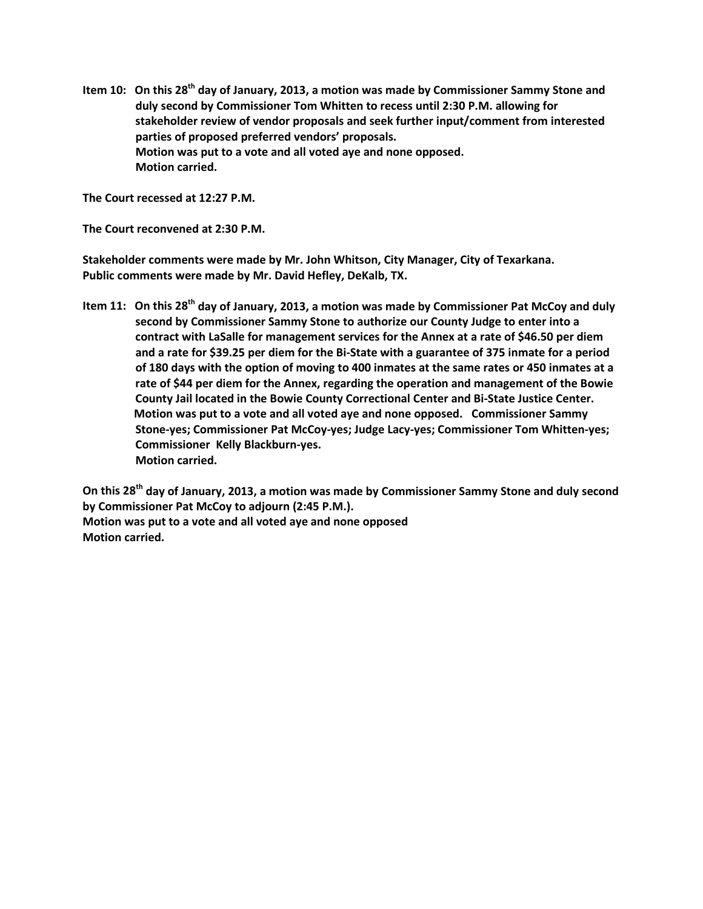**Item 10: On this 28th day of January, 2013, a motion was made by Commissioner Sammy Stone and duly second by Commissioner Tom Whitten to recess until 2:30 P.M. allowing for stakeholder review of vendor proposals and seek further input/comment from interested parties of proposed preferred vendors' proposals.**
**Motion was put to a vote and all voted aye and none opposed.**
**Motion carried.**

**The Court recessed at 12:27 P.M.**

**The Court reconvened at 2:30 P.M.**

**Stakeholder comments were made by Mr. John Whitson, City Manager, City of Texarkana.**
**Public comments were made by Mr. David Hefley, DeKalb, TX.**

**Item 11: On this 28th day of January, 2013, a motion was made by Commissioner Pat McCoy and duly second by Commissioner Sammy Stone to authorize our County Judge to enter into a contract with LaSalle for management services for the Annex at a rate of $46.50 per diem and a rate for $39.25 per diem for the Bi-State with a guarantee of 375 inmate for a period of 180 days with the option of moving to 400 inmates at the same rates or 450 inmates at a rate of $44 per diem for the Annex, regarding the operation and management of the Bowie County Jail located in the Bowie County Correctional Center and Bi-State Justice Center.**
**Motion was put to a vote and all voted aye and none opposed. Commissioner Sammy Stone-yes; Commissioner Pat McCoy-yes; Judge Lacy-yes; Commissioner Tom Whitten-yes; Commissioner Kelly Blackburn-yes.**
**Motion carried.**

**On this 28th day of January, 2013, a motion was made by Commissioner Sammy Stone and duly second by Commissioner Pat McCoy to adjourn (2:45 P.M.).**
**Motion was put to a vote and all voted aye and none opposed**
**Motion carried.**